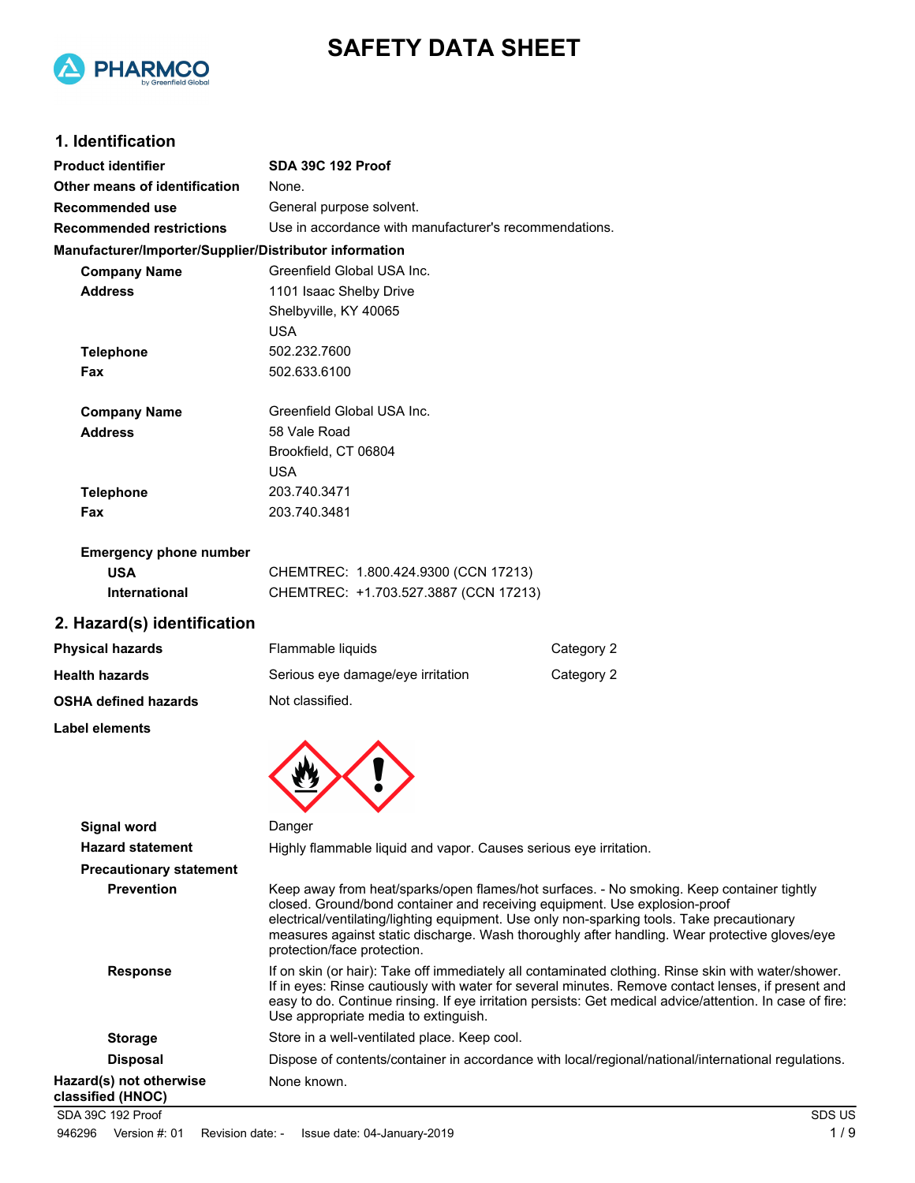# SAFETY DATA SHEET

## 1. Identification

| | |
|---|---|
| **Product identifier** | **SDA 39C 192 Proof** |
| **Other means of identification** | None. |
| **Recommended use** | General purpose solvent. |
| **Recommended restrictions** | Use in accordance with manufacturer's recommendations. |

**Manufacturer/Importer/Supplier/Distributor information**

| | |
|---|---|
| **Company Name** | Greenfield Global USA Inc. |
| **Address** | 1101 Isaac Shelby Drive<br>Shelbyville, KY 40065<br>USA |
| **Telephone** | 502.232.7600 |
| **Fax** | 502.633.6100 |
| **Company Name** | Greenfield Global USA Inc. |
| **Address** | 58 Vale Road<br>Brookfield, CT 06804<br>USA |
| **Telephone** | 203.740.3471 |
| **Fax** | 203.740.3481 |

**Emergency phone number**

| | |
|---|---|
| **USA** | CHEMTREC: 1.800.424.9300 (CCN 17213) |
| **International** | CHEMTREC: +1.703.527.3887 (CCN 17213) |

## 2. Hazard(s) identification

| | | |
|---|---|---|
| **Physical hazards** | Flammable liquids | Category 2 |
| **Health hazards** | Serious eye damage/eye irritation | Category 2 |
| **OSHA defined hazards** | Not classified. | |

**Label elements**

**Signal word** Danger

**Hazard statement** Highly flammable liquid and vapor. Causes serious eye irritation.

**Precautionary statement**

**Prevention** Keep away from heat/sparks/open flames/hot surfaces. - No smoking. Keep container tightly closed. Ground/bond container and receiving equipment. Use explosion-proof electrical/ventilating/lighting equipment. Use only non-sparking tools. Take precautionary measures against static discharge. Wash thoroughly after handling. Wear protective gloves/eye protection/face protection.

**Response** If on skin (or hair): Take off immediately all contaminated clothing. Rinse skin with water/shower. If in eyes: Rinse cautiously with water for several minutes. Remove contact lenses, if present and easy to do. Continue rinsing. If eye irritation persists: Get medical advice/attention. In case of fire: Use appropriate media to extinguish.

**Storage** Store in a well-ventilated place. Keep cool.

**Disposal** Dispose of contents/container in accordance with local/regional/national/international regulations.

**Hazard(s) not otherwise classified (HNOC)** None known.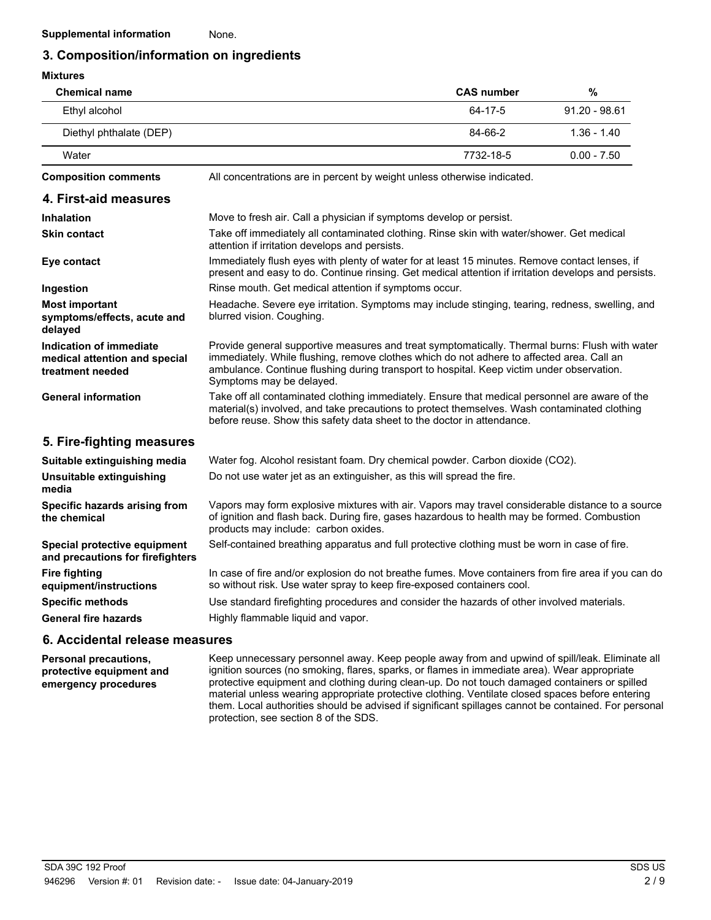**Supplemental information** None.

## 3. Composition/information on ingredients

**Mixtures**

| Chemical name | CAS number | % |
|---|---|---|
| Ethyl alcohol | 64-17-5 | 91.20 - 98.61 |
| Diethyl phthalate (DEP) | 84-66-2 | 1.36 - 1.40 |
| Water | 7732-18-5 | 0.00 - 7.50 |

**Composition comments** All concentrations are in percent by weight unless otherwise indicated.

## 4. First-aid measures

**Inhalation** Move to fresh air. Call a physician if symptoms develop or persist.

**Skin contact** Take off immediately all contaminated clothing. Rinse skin with water/shower. Get medical attention if irritation develops and persists.

**Eye contact** Immediately flush eyes with plenty of water for at least 15 minutes. Remove contact lenses, if present and easy to do. Continue rinsing. Get medical attention if irritation develops and persists.

**Ingestion** Rinse mouth. Get medical attention if symptoms occur.

**Most important symptoms/effects, acute and delayed** Headache. Severe eye irritation. Symptoms may include stinging, tearing, redness, swelling, and blurred vision. Coughing.

**Indication of immediate medical attention and special treatment needed** Provide general supportive measures and treat symptomatically. Thermal burns: Flush with water immediately. While flushing, remove clothes which do not adhere to affected area. Call an ambulance. Continue flushing during transport to hospital. Keep victim under observation. Symptoms may be delayed.

**General information** Take off all contaminated clothing immediately. Ensure that medical personnel are aware of the material(s) involved, and take precautions to protect themselves. Wash contaminated clothing before reuse. Show this safety data sheet to the doctor in attendance.

## 5. Fire-fighting measures

**Suitable extinguishing media** Water fog. Alcohol resistant foam. Dry chemical powder. Carbon dioxide ($CO_2$).

**Unsuitable extinguishing media** Do not use water jet as an extinguisher, as this will spread the fire.

**Specific hazards arising from the chemical** Vapors may form explosive mixtures with air. Vapors may travel considerable distance to a source of ignition and flash back. During fire, gases hazardous to health may be formed. Combustion products may include: carbon oxides.

**Special protective equipment and precautions for firefighters** Self-contained breathing apparatus and full protective clothing must be worn in case of fire.

**Fire fighting equipment/instructions** In case of fire and/or explosion do not breathe fumes. Move containers from fire area if you can do so without risk. Use water spray to keep fire-exposed containers cool.

**Specific methods** Use standard firefighting procedures and consider the hazards of other involved materials.

**General fire hazards** Highly flammable liquid and vapor.

## 6. Accidental release measures

**Personal precautions, protective equipment and emergency procedures** Keep unnecessary personnel away. Keep people away from and upwind of spill/leak. Eliminate all ignition sources (no smoking, flares, sparks, or flames in immediate area). Wear appropriate protective equipment and clothing during clean-up. Do not touch damaged containers or spilled material unless wearing appropriate protective clothing. Ventilate closed spaces before entering them. Local authorities should be advised if significant spillages cannot be contained. For personal protection, see section 8 of the SDS.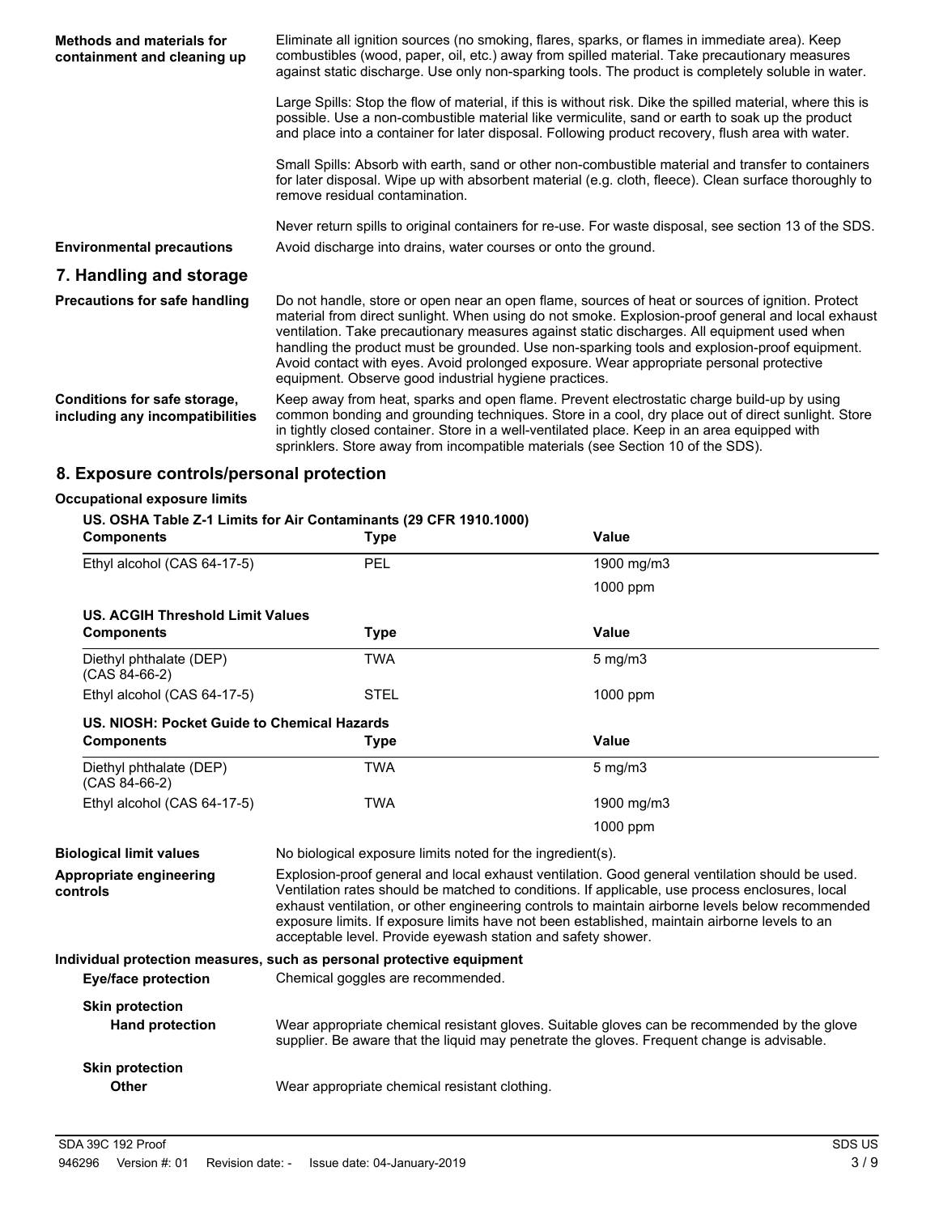**Methods and materials for containment and cleaning up**

Eliminate all ignition sources (no smoking, flares, sparks, or flames in immediate area). Keep combustibles (wood, paper, oil, etc.) away from spilled material. Take precautionary measures against static discharge. Use only non-sparking tools. The product is completely soluble in water.

Large Spills: Stop the flow of material, if this is without risk. Dike the spilled material, where this is possible. Use a non-combustible material like vermiculite, sand or earth to soak up the product and place into a container for later disposal. Following product recovery, flush area with water.

Small Spills: Absorb with earth, sand or other non-combustible material and transfer to containers for later disposal. Wipe up with absorbent material (e.g. cloth, fleece). Clean surface thoroughly to remove residual contamination.

Never return spills to original containers for re-use. For waste disposal, see section 13 of the SDS.

**Environmental precautions**

Avoid discharge into drains, water courses or onto the ground.

## 7. Handling and storage

**Precautions for safe handling**

Do not handle, store or open near an open flame, sources of heat or sources of ignition. Protect material from direct sunlight. When using do not smoke. Explosion-proof general and local exhaust ventilation. Take precautionary measures against static discharges. All equipment used when handling the product must be grounded. Use non-sparking tools and explosion-proof equipment. Avoid contact with eyes. Avoid prolonged exposure. Wear appropriate personal protective equipment. Observe good industrial hygiene practices.

**Conditions for safe storage, including any incompatibilities**

Keep away from heat, sparks and open flame. Prevent electrostatic charge build-up by using common bonding and grounding techniques. Store in a cool, dry place out of direct sunlight. Store in tightly closed container. Store in a well-ventilated place. Keep in an area equipped with sprinklers. Store away from incompatible materials (see Section 10 of the SDS).

## 8. Exposure controls/personal protection

**Occupational exposure limits**

**US. OSHA Table Z-1 Limits for Air Contaminants (29 CFR 1910.1000)**

| Components | Type | Value |
|---|---|---|
| Ethyl alcohol (CAS 64-17-5) | PEL | 1900 mg/m3 |
| | | 1000 ppm |

**US. ACGIH Threshold Limit Values**

| Components | Type | Value |
|---|---|---|
| Diethyl phthalate (DEP) (CAS 84-66-2) | TWA | 5 mg/m3 |
| Ethyl alcohol (CAS 64-17-5) | STEL | 1000 ppm |

**US. NIOSH: Pocket Guide to Chemical Hazards**

| Components | Type | Value |
|---|---|---|
| Diethyl phthalate (DEP) (CAS 84-66-2) | TWA | 5 mg/m3 |
| Ethyl alcohol (CAS 64-17-5) | TWA | 1900 mg/m3 |
| | | 1000 ppm |

**Biological limit values**

No biological exposure limits noted for the ingredient(s).

**Appropriate engineering controls**

Explosion-proof general and local exhaust ventilation. Good general ventilation should be used. Ventilation rates should be matched to conditions. If applicable, use process enclosures, local exhaust ventilation, or other engineering controls to maintain airborne levels below recommended exposure limits. If exposure limits have not been established, maintain airborne levels to an acceptable level. Provide eyewash station and safety shower.

**Individual protection measures, such as personal protective equipment**

**Eye/face protection**

Chemical goggles are recommended.

**Skin protection**

**Hand protection**

Wear appropriate chemical resistant gloves. Suitable gloves can be recommended by the glove supplier. Be aware that the liquid may penetrate the gloves. Frequent change is advisable.

**Skin protection**

**Other**

Wear appropriate chemical resistant clothing.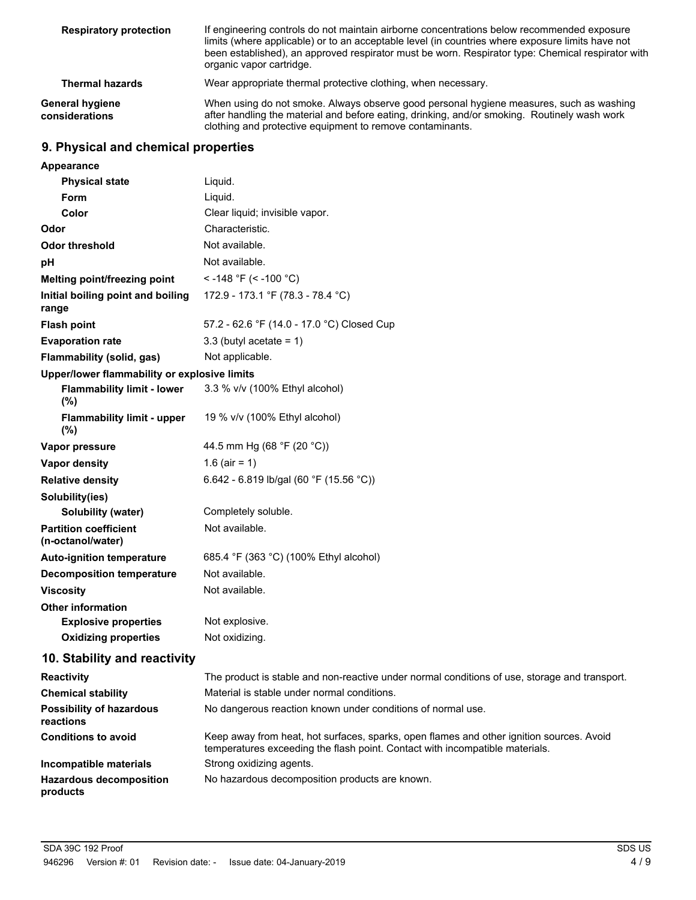| | |
|---|---|
| **Respiratory protection** | If engineering controls do not maintain airborne concentrations below recommended exposure limits (where applicable) or to an acceptable level (in countries where exposure limits have not been established), an approved respirator must be worn. Respirator type: Chemical respirator with organic vapor cartridge. |
| **Thermal hazards** | Wear appropriate thermal protective clothing, when necessary. |
| **General hygiene considerations** | When using do not smoke. Always observe good personal hygiene measures, such as washing after handling the material and before eating, drinking, and/or smoking. Routinely wash work clothing and protective equipment to remove contaminants. |

## 9. Physical and chemical properties

| | |
|---|---|
| **Appearance** | |
| **Physical state** | Liquid. |
| **Form** | Liquid. |
| **Color** | Clear liquid; invisible vapor. |
| **Odor** | Characteristic. |
| **Odor threshold** | Not available. |
| **pH** | Not available. |
| **Melting point/freezing point** | < -148 °F (< -100 °C) |
| **Initial boiling point and boiling range** | 172.9 - 173.1 °F (78.3 - 78.4 °C) |
| **Flash point** | 57.2 - 62.6 °F (14.0 - 17.0 °C) Closed Cup |
| **Evaporation rate** | 3.3 (butyl acetate = 1) |
| **Flammability (solid, gas)** | Not applicable. |
| **Upper/lower flammability or explosive limits** | |
| **Flammability limit - lower (%)** | 3.3 % v/v (100% Ethyl alcohol) |
| **Flammability limit - upper (%)** | 19 % v/v (100% Ethyl alcohol) |
| **Vapor pressure** | 44.5 mm Hg (68 °F (20 °C)) |
| **Vapor density** | 1.6 (air = 1) |
| **Relative density** | 6.642 - 6.819 lb/gal (60 °F (15.56 °C)) |
| **Solubility(ies)** | |
| **Solubility (water)** | Completely soluble. |
| **Partition coefficient (n-octanol/water)** | Not available. |
| **Auto-ignition temperature** | 685.4 °F (363 °C) (100% Ethyl alcohol) |
| **Decomposition temperature** | Not available. |
| **Viscosity** | Not available. |
| **Other information** | |
| **Explosive properties** | Not explosive. |
| **Oxidizing properties** | Not oxidizing. |

## 10. Stability and reactivity

| | |
|---|---|
| **Reactivity** | The product is stable and non-reactive under normal conditions of use, storage and transport. |
| **Chemical stability** | Material is stable under normal conditions. |
| **Possibility of hazardous reactions** | No dangerous reaction known under conditions of normal use. |
| **Conditions to avoid** | Keep away from heat, hot surfaces, sparks, open flames and other ignition sources. Avoid temperatures exceeding the flash point. Contact with incompatible materials. |
| **Incompatible materials** | Strong oxidizing agents. |
| **Hazardous decomposition products** | No hazardous decomposition products are known. |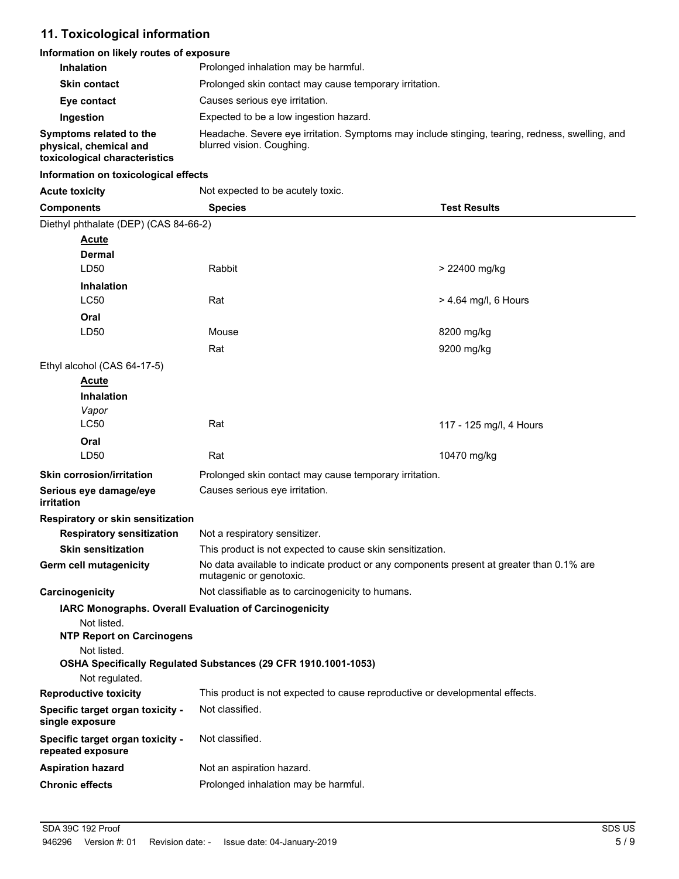## 11. Toxicological information

**Information on likely routes of exposure**

| | |
|---|---|
| **Inhalation** | Prolonged inhalation may be harmful. |
| **Skin contact** | Prolonged skin contact may cause temporary irritation. |
| **Eye contact** | Causes serious eye irritation. |
| **Ingestion** | Expected to be a low ingestion hazard. |
| **Symptoms related to the physical, chemical and toxicological characteristics** | Headache. Severe eye irritation. Symptoms may include stinging, tearing, redness, swelling, and blurred vision. Coughing. |

**Information on toxicological effects**

**Acute toxicity** Not expected to be acutely toxic.

| Components | Species | Test Results |
|---|---|---|
| Diethyl phthalate (DEP) (CAS 84-66-2) | | |
| ***Acute*** | | |
| **Dermal** | | |
| LD50 | Rabbit | > 22400 mg/kg |
| **Inhalation** | | |
| LC50 | Rat | > 4.64 mg/l, 6 Hours |
| **Oral** | | |
| LD50 | Mouse | 8200 mg/kg |
| | Rat | 9200 mg/kg |
| Ethyl alcohol (CAS 64-17-5) | | |
| ***Acute*** | | |
| **Inhalation** | | |
| *Vapor* | | |
| LC50 | Rat | 117 - 125 mg/l, 4 Hours |
| **Oral** | | |
| LD50 | Rat | 10470 mg/kg |

| | |
|---|---|
| **Skin corrosion/irritation** | Prolonged skin contact may cause temporary irritation. |
| **Serious eye damage/eye irritation** | Causes serious eye irritation. |

**Respiratory or skin sensitization**

| | |
|---|---|
| **Respiratory sensitization** | Not a respiratory sensitizer. |
| **Skin sensitization** | This product is not expected to cause skin sensitization. |
| **Germ cell mutagenicity** | No data available to indicate product or any components present at greater than 0.1% are mutagenic or genotoxic. |
| **Carcinogenicity** | Not classifiable as to carcinogenicity to humans. |

**IARC Monographs. Overall Evaluation of Carcinogenicity**

Not listed.

**NTP Report on Carcinogens**

Not listed.

**OSHA Specifically Regulated Substances (29 CFR 1910.1001-1053)**

Not regulated.

| | |
|---|---|
| **Reproductive toxicity** | This product is not expected to cause reproductive or developmental effects. |
| **Specific target organ toxicity - single exposure** | Not classified. |
| **Specific target organ toxicity - repeated exposure** | Not classified. |
| **Aspiration hazard** | Not an aspiration hazard. |
| **Chronic effects** | Prolonged inhalation may be harmful. |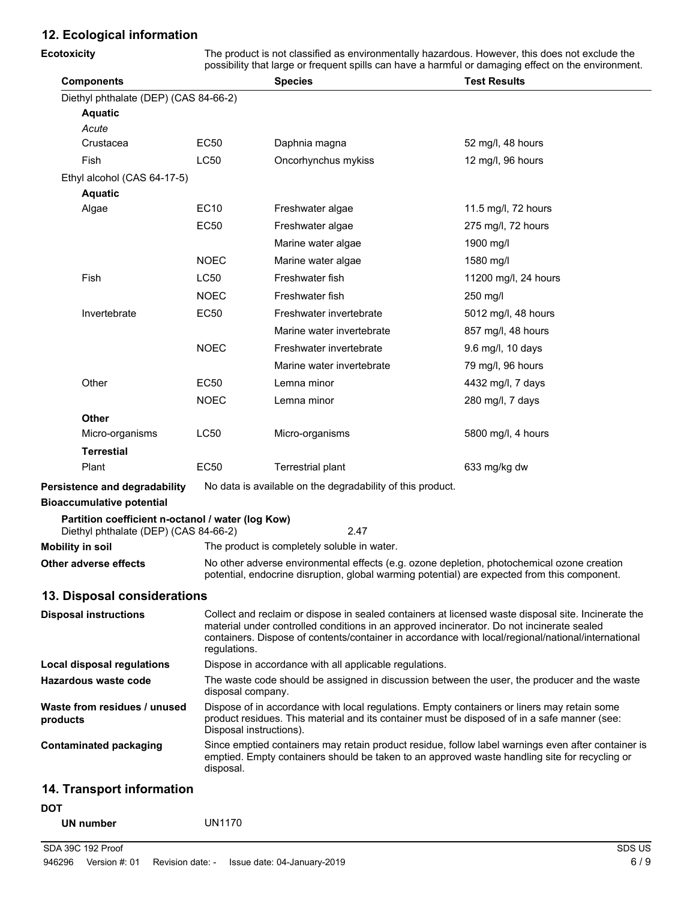## 12. Ecological information

**Ecotoxicity** The product is not classified as environmentally hazardous. However, this does not exclude the possibility that large or frequent spills can have a harmful or damaging effect on the environment.

| Components | | Species | Test Results |
|---|---|---|---|
| Diethyl phthalate (DEP) (CAS 84-66-2) | | | |
| **Aquatic** | | | |
| *Acute* | | | |
| Crustacea | EC50 | Daphnia magna | 52 mg/l, 48 hours |
| Fish | LC50 | Oncorhynchus mykiss | 12 mg/l, 96 hours |
| Ethyl alcohol (CAS 64-17-5) | | | |
| **Aquatic** | | | |
| Algae | EC10 | Freshwater algae | 11.5 mg/l, 72 hours |
| | EC50 | Freshwater algae | 275 mg/l, 72 hours |
| | | Marine water algae | 1900 mg/l |
| | NOEC | Marine water algae | 1580 mg/l |
| Fish | LC50 | Freshwater fish | 11200 mg/l, 24 hours |
| | NOEC | Freshwater fish | 250 mg/l |
| Invertebrate | EC50 | Freshwater invertebrate | 5012 mg/l, 48 hours |
| | | Marine water invertebrate | 857 mg/l, 48 hours |
| | NOEC | Freshwater invertebrate | 9.6 mg/l, 10 days |
| | | Marine water invertebrate | 79 mg/l, 96 hours |
| Other | EC50 | Lemna minor | 4432 mg/l, 7 days |
| | NOEC | Lemna minor | 280 mg/l, 7 days |
| **Other** | | | |
| Micro-organisms | LC50 | Micro-organisms | 5800 mg/l, 4 hours |
| **Terrestrial** | | | |
| Plant | EC50 | Terrestrial plant | 633 mg/kg dw |

**Persistence and degradability** No data is available on the degradability of this product.

**Bioaccumulative potential**

**Partition coefficient n-octanol / water (log Kow)**
Diethyl phthalate (DEP) (CAS 84-66-2) 2.47

**Mobility in soil** The product is completely soluble in water.

**Other adverse effects** No other adverse environmental effects (e.g. ozone depletion, photochemical ozone creation potential, endocrine disruption, global warming potential) are expected from this component.

## 13. Disposal considerations

**Disposal instructions** Collect and reclaim or dispose in sealed containers at licensed waste disposal site. Incinerate the material under controlled conditions in an approved incinerator. Do not incinerate sealed containers. Dispose of contents/container in accordance with local/regional/national/international regulations.

**Local disposal regulations** Dispose in accordance with all applicable regulations.

**Hazardous waste code** The waste code should be assigned in discussion between the user, the producer and the waste disposal company.

**Waste from residues / unused products** Dispose of in accordance with local regulations. Empty containers or liners may retain some product residues. This material and its container must be disposed of in a safe manner (see: Disposal instructions).

**Contaminated packaging** Since emptied containers may retain product residue, follow label warnings even after container is emptied. Empty containers should be taken to an approved waste handling site for recycling or disposal.

## 14. Transport information

**DOT**

**UN number** UN1170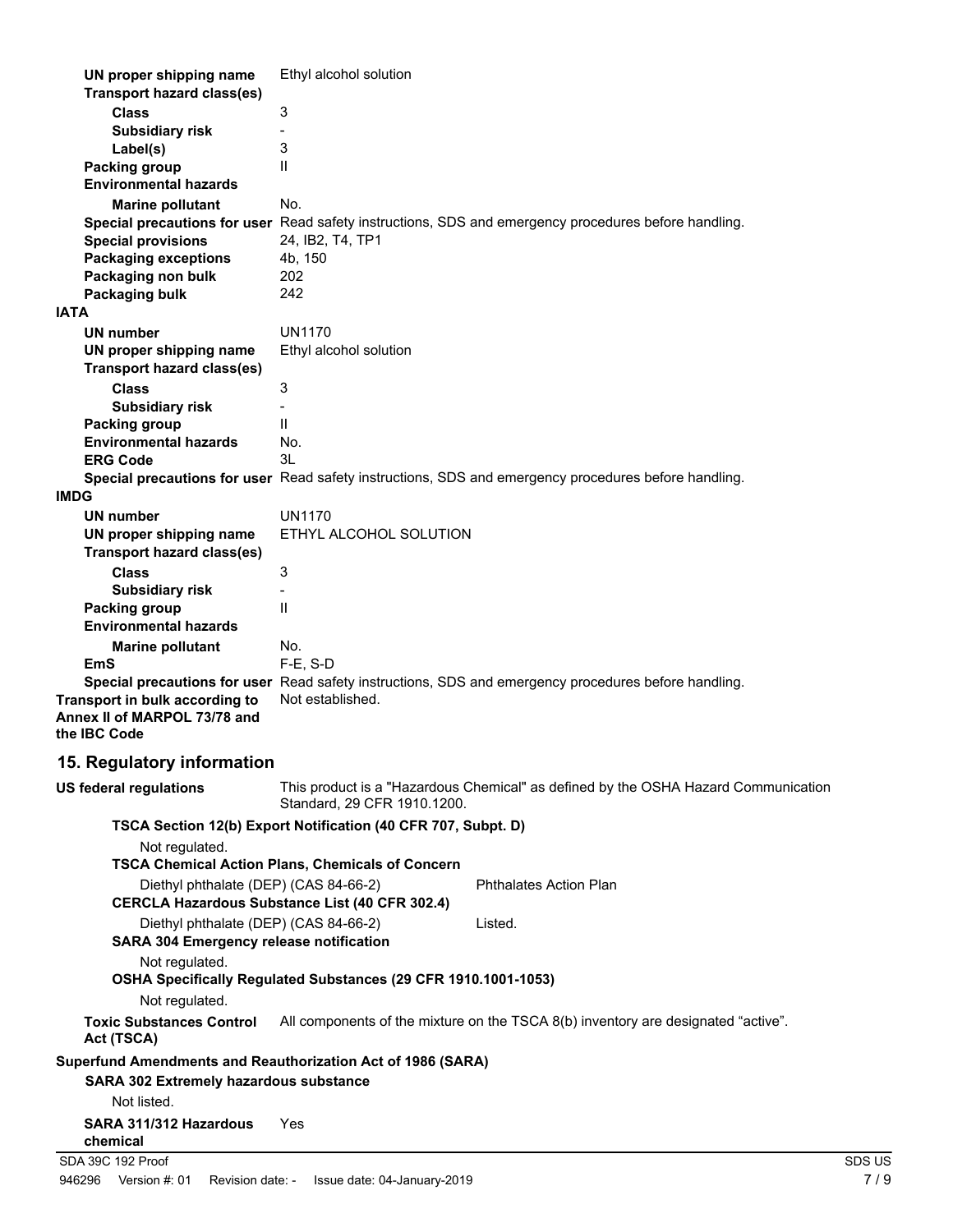| | |
|---|---|
| **UN proper shipping name** | Ethyl alcohol solution |
| **Transport hazard class(es)** | |
| **Class** | 3 |
| **Subsidiary risk** | - |
| **Label(s)** | 3 |
| **Packing group** | II |
| **Environmental hazards** | |
| **Marine pollutant** | No. |
| **Special precautions for user** | Read safety instructions, SDS and emergency procedures before handling. |
| **Special provisions** | 24, IB2, T4, TP1 |
| **Packaging exceptions** | 4b, 150 |
| **Packaging non bulk** | 202 |
| **Packaging bulk** | 242 |

**IATA**

| | |
|---|---|
| **UN number** | UN1170 |
| **UN proper shipping name** | Ethyl alcohol solution |
| **Transport hazard class(es)** | |
| **Class** | 3 |
| **Subsidiary risk** | - |
| **Packing group** | II |
| **Environmental hazards** | No. |
| **ERG Code** | 3L |
| **Special precautions for user** | Read safety instructions, SDS and emergency procedures before handling. |

**IMDG**

| | |
|---|---|
| **UN number** | UN1170 |
| **UN proper shipping name** | ETHYL ALCOHOL SOLUTION |
| **Transport hazard class(es)** | |
| **Class** | 3 |
| **Subsidiary risk** | - |
| **Packing group** | II |
| **Environmental hazards** | |
| **Marine pollutant** | No. |
| **EmS** | F-E, S-D |
| **Special precautions for user** | Read safety instructions, SDS and emergency procedures before handling. |
| **Transport in bulk according to Annex II of MARPOL 73/78 and the IBC Code** | Not established. |

## 15. Regulatory information

**US federal regulations** This product is a "Hazardous Chemical" as defined by the OSHA Hazard Communication Standard, 29 CFR 1910.1200.

**TSCA Section 12(b) Export Notification (40 CFR 707, Subpt. D)**

Not regulated.

**TSCA Chemical Action Plans, Chemicals of Concern**

| | |
|---|---|
| Diethyl phthalate (DEP) (CAS 84-66-2) | Phthalates Action Plan |

**CERCLA Hazardous Substance List (40 CFR 302.4)**

| | |
|---|---|
| Diethyl phthalate (DEP) (CAS 84-66-2) | Listed. |

**SARA 304 Emergency release notification**

Not regulated.

**OSHA Specifically Regulated Substances (29 CFR 1910.1001-1053)**

Not regulated.

**Toxic Substances Control Act (TSCA)** All components of the mixture on the TSCA 8(b) inventory are designated "active".

**Superfund Amendments and Reauthorization Act of 1986 (SARA)**

**SARA 302 Extremely hazardous substance**

Not listed.

**SARA 311/312 Hazardous chemical** Yes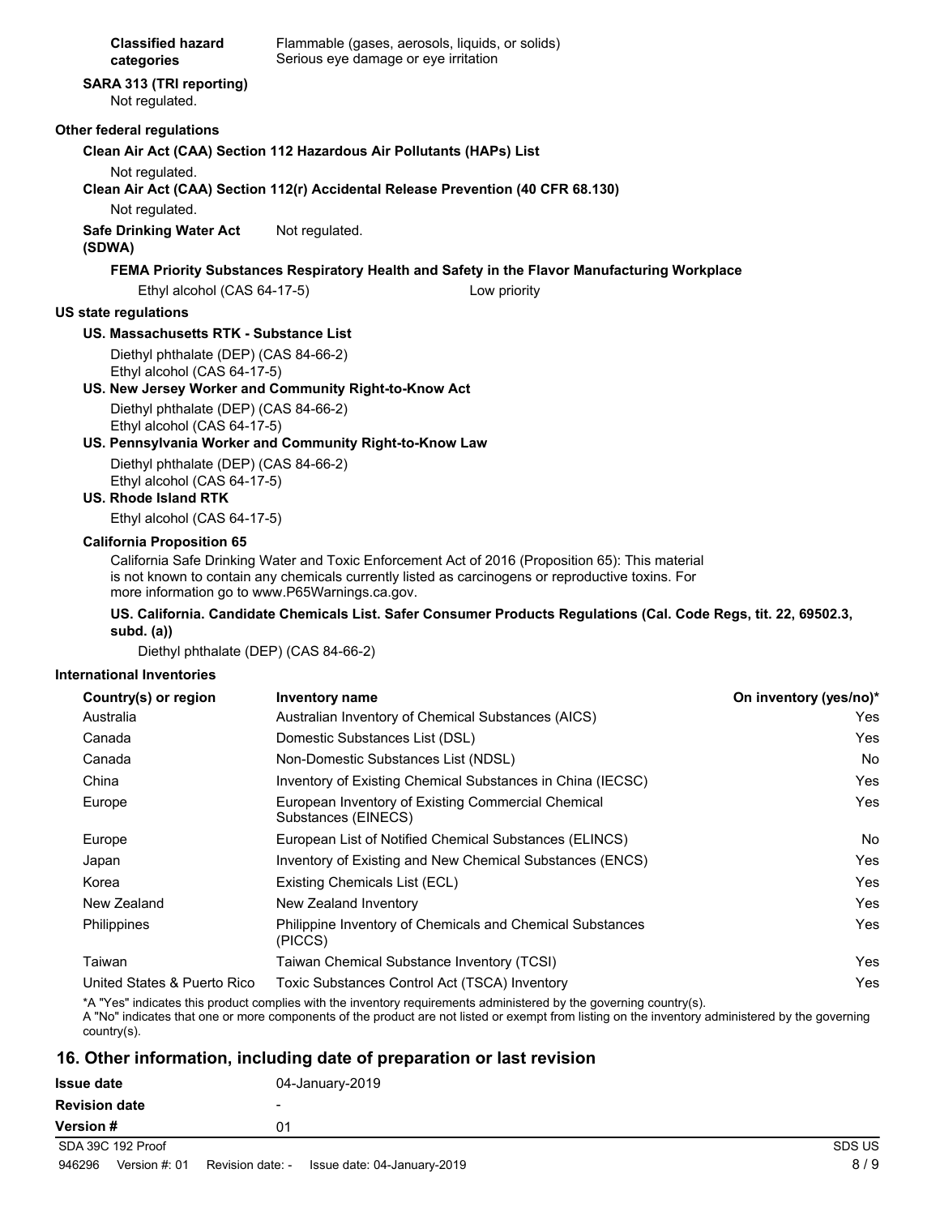**Classified hazard categories** Flammable (gases, aerosols, liquids, or solids)
Serious eye damage or eye irritation

**SARA 313 (TRI reporting)**
Not regulated.

**Other federal regulations**

**Clean Air Act (CAA) Section 112 Hazardous Air Pollutants (HAPs) List**

Not regulated.

**Clean Air Act (CAA) Section 112(r) Accidental Release Prevention (40 CFR 68.130)**

Not regulated.

**Safe Drinking Water Act (SDWA)** Not regulated.

**FEMA Priority Substances Respiratory Health and Safety in the Flavor Manufacturing Workplace**

Ethyl alcohol (CAS 64-17-5) Low priority

**US state regulations**

**US. Massachusetts RTK - Substance List**

Diethyl phthalate (DEP) (CAS 84-66-2)
Ethyl alcohol (CAS 64-17-5)

**US. New Jersey Worker and Community Right-to-Know Act**

Diethyl phthalate (DEP) (CAS 84-66-2)
Ethyl alcohol (CAS 64-17-5)

**US. Pennsylvania Worker and Community Right-to-Know Law**

Diethyl phthalate (DEP) (CAS 84-66-2)
Ethyl alcohol (CAS 64-17-5)

**US. Rhode Island RTK**

Ethyl alcohol (CAS 64-17-5)

**California Proposition 65**

California Safe Drinking Water and Toxic Enforcement Act of 2016 (Proposition 65): This material is not known to contain any chemicals currently listed as carcinogens or reproductive toxins. For more information go to www.P65Warnings.ca.gov.

**US. California. Candidate Chemicals List. Safer Consumer Products Regulations (Cal. Code Regs, tit. 22, 69502.3, subd. (a))**

Diethyl phthalate (DEP) (CAS 84-66-2)

**International Inventories**

| Country(s) or region | Inventory name | On inventory (yes/no)* |
|---|---|---|
| Australia | Australian Inventory of Chemical Substances (AICS) | Yes |
| Canada | Domestic Substances List (DSL) | Yes |
| Canada | Non-Domestic Substances List (NDSL) | No |
| China | Inventory of Existing Chemical Substances in China (IECSC) | Yes |
| Europe | European Inventory of Existing Commercial Chemical Substances (EINECS) | Yes |
| Europe | European List of Notified Chemical Substances (ELINCS) | No |
| Japan | Inventory of Existing and New Chemical Substances (ENCS) | Yes |
| Korea | Existing Chemicals List (ECL) | Yes |
| New Zealand | New Zealand Inventory | Yes |
| Philippines | Philippine Inventory of Chemicals and Chemical Substances (PICCS) | Yes |
| Taiwan | Taiwan Chemical Substance Inventory (TCSI) | Yes |
| United States & Puerto Rico | Toxic Substances Control Act (TSCA) Inventory | Yes |

*A "Yes" indicates this product complies with the inventory requirements administered by the governing country(s).
A "No" indicates that one or more components of the product are not listed or exempt from listing on the inventory administered by the governing country(s).

## 16. Other information, including date of preparation or last revision

| | |
|---|---|
| **Issue date** | 04-January-2019 |
| **Revision date** | - |
| **Version #** | 01 |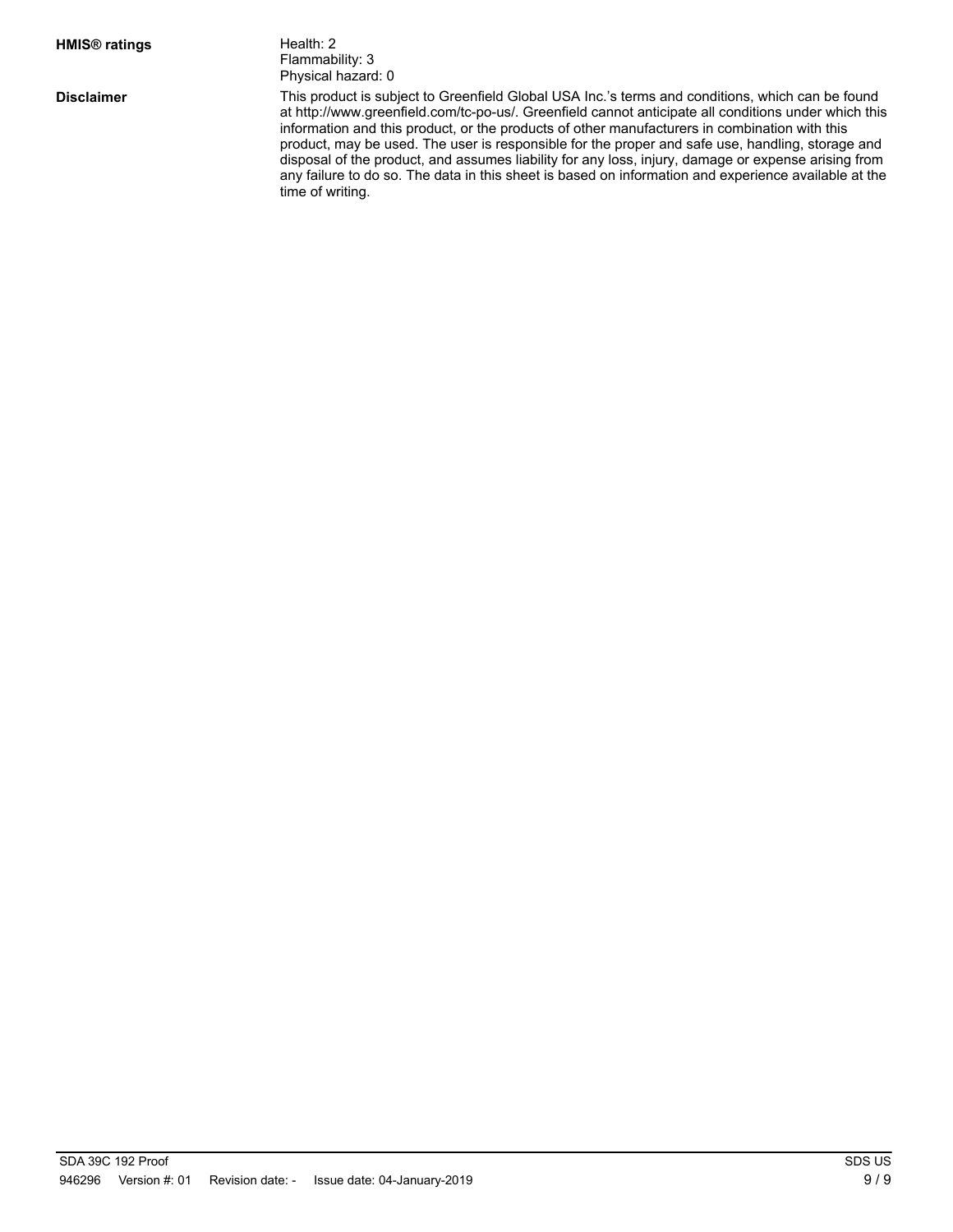**HMIS® ratings**

Health: 2
Flammability: 3
Physical hazard: 0

**Disclaimer**

This product is subject to Greenfield Global USA Inc.'s terms and conditions, which can be found at http://www.greenfield.com/tc-po-us/. Greenfield cannot anticipate all conditions under which this information and this product, or the products of other manufacturers in combination with this product, may be used. The user is responsible for the proper and safe use, handling, storage and disposal of the product, and assumes liability for any loss, injury, damage or expense arising from any failure to do so. The data in this sheet is based on information and experience available at the time of writing.